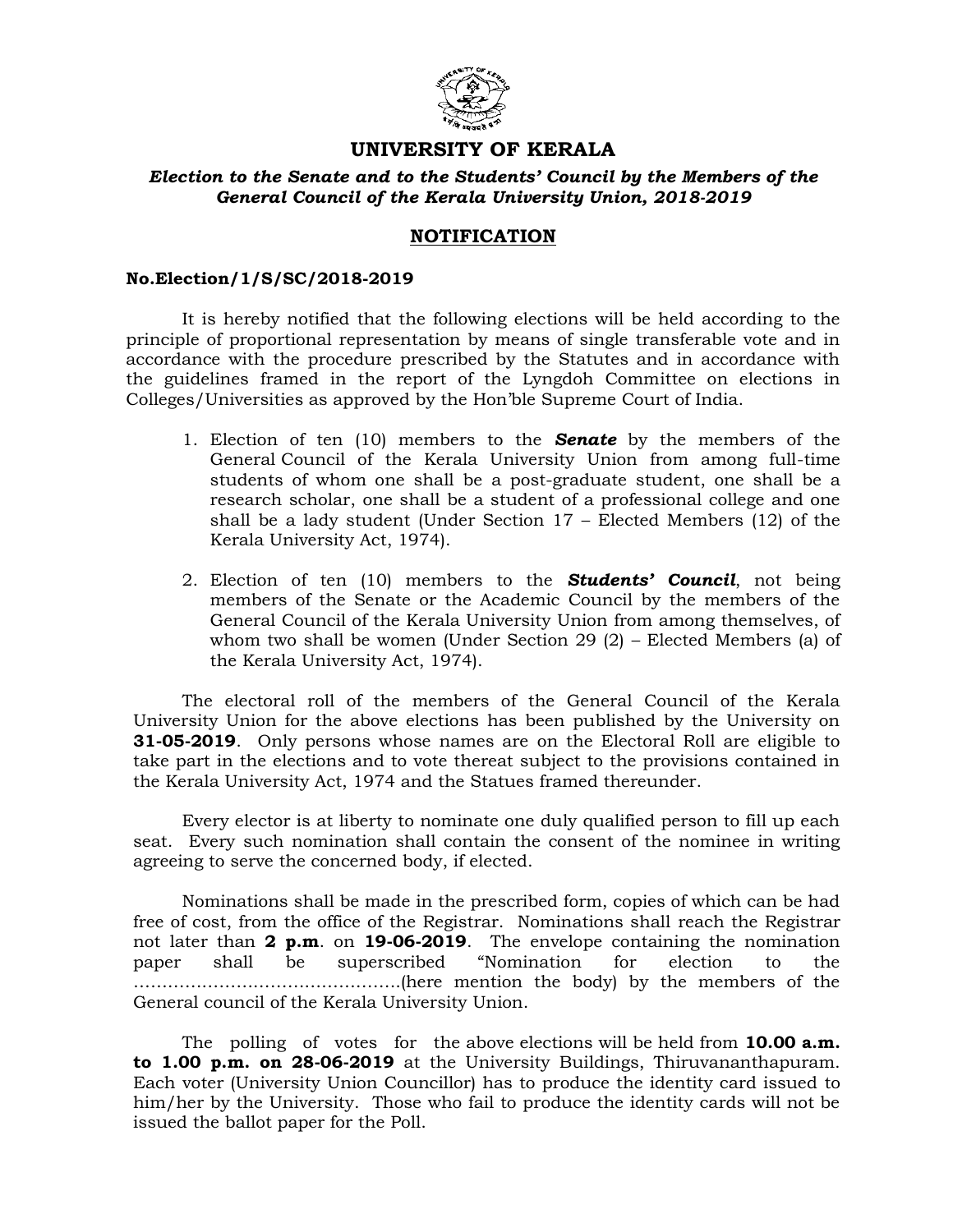# UNIVERSITY OF KERALA

***Election to the Senate and to the Students' Council by the Members of the General Council of the Kerala University Union, 2018-2019***

## NOTIFICATION

**No.Election/1/S/SC/2018-2019**

It is hereby notified that the following elections will be held according to the principle of proportional representation by means of single transferable vote and in accordance with the procedure prescribed by the Statutes and in accordance with the guidelines framed in the report of the Lyngdoh Committee on elections in Colleges/Universities as approved by the Hon'ble Supreme Court of India.

1. Election of ten (10) members to the ***Senate*** by the members of the General Council of the Kerala University Union from among full-time students of whom one shall be a post-graduate student, one shall be a research scholar, one shall be a student of a professional college and one shall be a lady student (Under Section 17 – Elected Members (12) of the Kerala University Act, 1974).

2. Election of ten (10) members to the ***Students' Council***, not being members of the Senate or the Academic Council by the members of the General Council of the Kerala University Union from among themselves, of whom two shall be women (Under Section 29 (2) – Elected Members (a) of the Kerala University Act, 1974).

The electoral roll of the members of the General Council of the Kerala University Union for the above elections has been published by the University on **31-05-2019**. Only persons whose names are on the Electoral Roll are eligible to take part in the elections and to vote thereat subject to the provisions contained in the Kerala University Act, 1974 and the Statues framed thereunder.

Every elector is at liberty to nominate one duly qualified person to fill up each seat. Every such nomination shall contain the consent of the nominee in writing agreeing to serve the concerned body, if elected.

Nominations shall be made in the prescribed form, copies of which can be had free of cost, from the office of the Registrar. Nominations shall reach the Registrar not later than **2 p.m**. on **19-06-2019**. The envelope containing the nomination paper shall be superscribed "Nomination for election to the ……………………………………….(here mention the body) by the members of the General council of the Kerala University Union.

The polling of votes for the above elections will be held from **10.00 a.m. to 1.00 p.m. on 28-06-2019** at the University Buildings, Thiruvananthapuram. Each voter (University Union Councillor) has to produce the identity card issued to him/her by the University. Those who fail to produce the identity cards will not be issued the ballot paper for the Poll.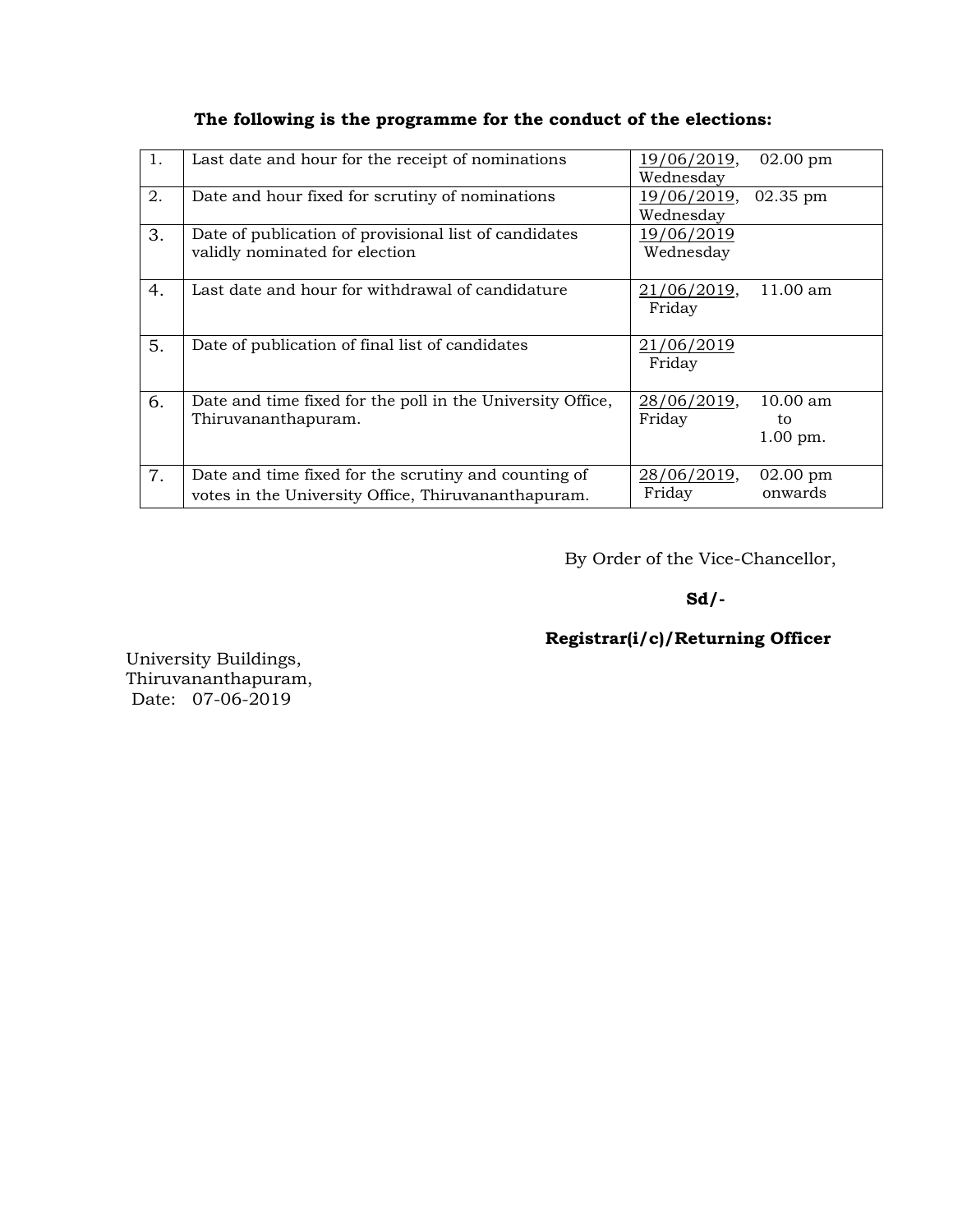**The following is the programme for the conduct of the elections:**

| | | |
|---|---|---|
| 1. | Last date and hour for the receipt of nominations | 19/06/2019, Wednesday 02.00 pm |
| 2. | Date and hour fixed for scrutiny of nominations | 19/06/2019, Wednesday 02.35 pm |
| 3. | Date of publication of provisional list of candidates validly nominated for election | 19/06/2019 Wednesday |
| 4. | Last date and hour for withdrawal of candidature | 21/06/2019, Friday 11.00 am |
| 5. | Date of publication of final list of candidates | 21/06/2019 Friday |
| 6. | Date and time fixed for the poll in the University Office, Thiruvananthapuram. | 28/06/2019, Friday 10.00 am to 1.00 pm. |
| 7. | Date and time fixed for the scrutiny and counting of votes in the University Office, Thiruvananthapuram. | 28/06/2019, Friday 02.00 pm onwards |

By Order of the Vice-Chancellor,

**Sd/-**

**Registrar(i/c)/Returning Officer**

University Buildings,
Thiruvananthapuram,
Date: 07-06-2019